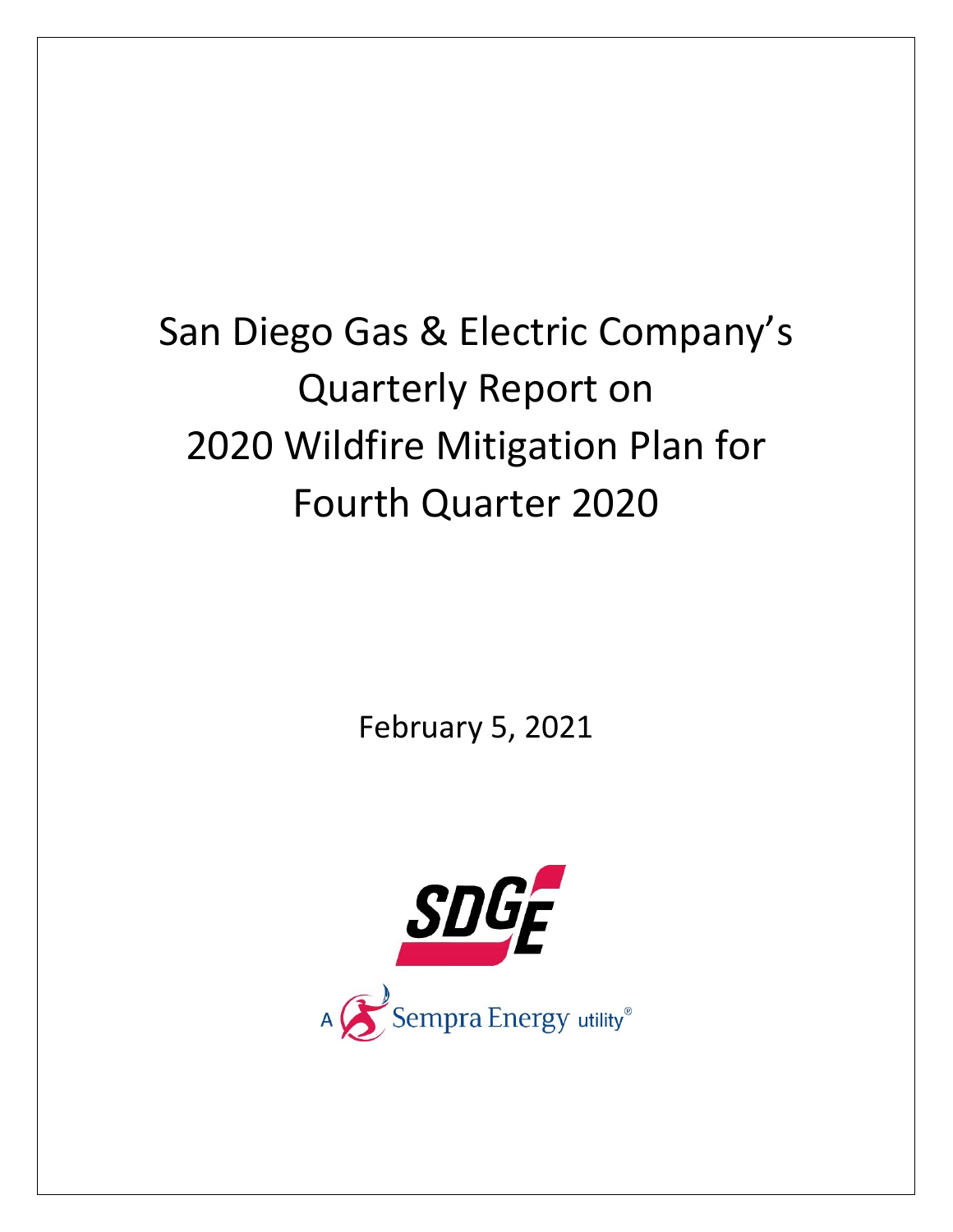# San Diego Gas & Electric Company's Quarterly Report on 2020 Wildfire Mitigation Plan for Fourth Quarter 2020

February 5, 2021

SDGE

A Sempra Energy utility®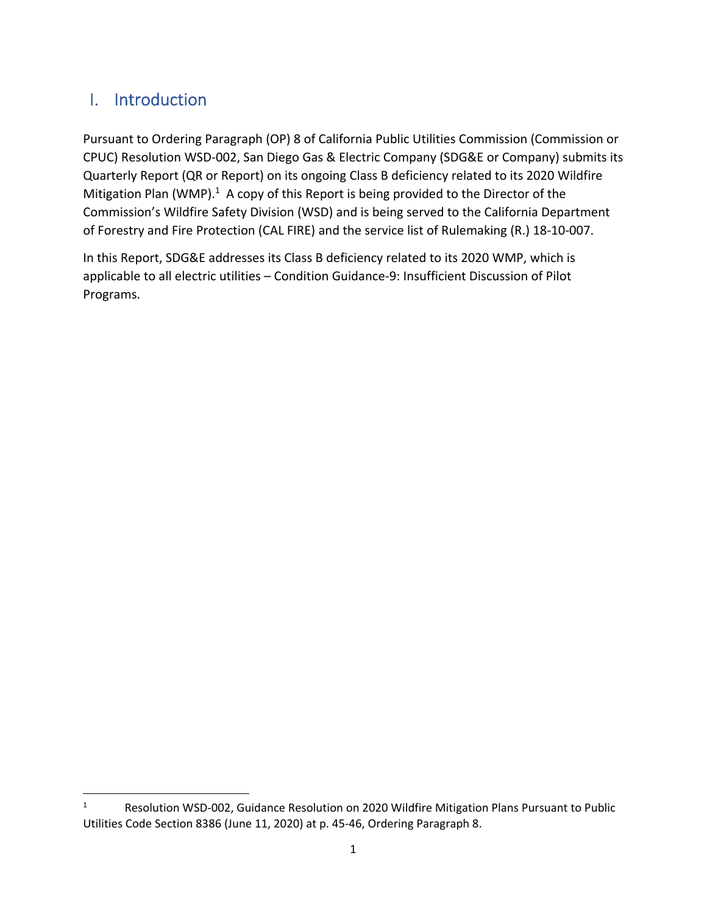## I. Introduction

Pursuant to Ordering Paragraph (OP) 8 of California Public Utilities Commission (Commission or CPUC) Resolution WSD-002, San Diego Gas & Electric Company (SDG&E or Company) submits its Quarterly Report (QR or Report) on its ongoing Class B deficiency related to its 2020 Wildfire Mitigation Plan (WMP).[1] A copy of this Report is being provided to the Director of the Commission's Wildfire Safety Division (WSD) and is being served to the California Department of Forestry and Fire Protection (CAL FIRE) and the service list of Rulemaking (R.) 18-10-007.

In this Report, SDG&E addresses its Class B deficiency related to its 2020 WMP, which is applicable to all electric utilities – Condition Guidance-9: Insufficient Discussion of Pilot Programs.

---

[1] Resolution WSD-002, Guidance Resolution on 2020 Wildfire Mitigation Plans Pursuant to Public Utilities Code Section 8386 (June 11, 2020) at p. 45-46, Ordering Paragraph 8.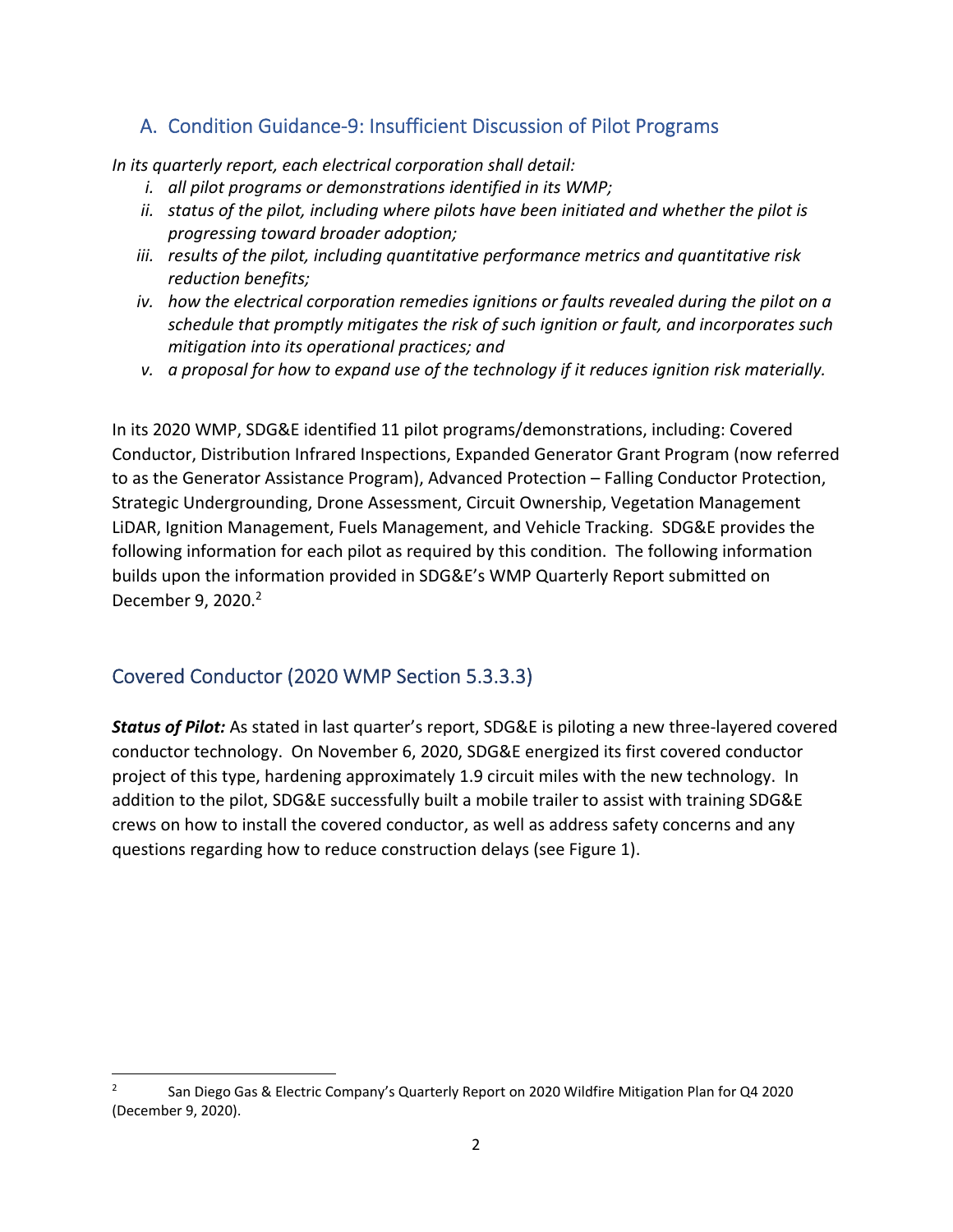## A. Condition Guidance-9: Insufficient Discussion of Pilot Programs

*In its quarterly report, each electrical corporation shall detail:*

- *i. all pilot programs or demonstrations identified in its WMP;*
- *ii. status of the pilot, including where pilots have been initiated and whether the pilot is progressing toward broader adoption;*
- *iii. results of the pilot, including quantitative performance metrics and quantitative risk reduction benefits;*
- *iv. how the electrical corporation remedies ignitions or faults revealed during the pilot on a schedule that promptly mitigates the risk of such ignition or fault, and incorporates such mitigation into its operational practices; and*
- *v. a proposal for how to expand use of the technology if it reduces ignition risk materially.*

In its 2020 WMP, SDG&E identified 11 pilot programs/demonstrations, including: Covered Conductor, Distribution Infrared Inspections, Expanded Generator Grant Program (now referred to as the Generator Assistance Program), Advanced Protection – Falling Conductor Protection, Strategic Undergrounding, Drone Assessment, Circuit Ownership, Vegetation Management LiDAR, Ignition Management, Fuels Management, and Vehicle Tracking. SDG&E provides the following information for each pilot as required by this condition. The following information builds upon the information provided in SDG&E's WMP Quarterly Report submitted on December 9, 2020.[2]

### Covered Conductor (2020 WMP Section 5.3.3.3)

***Status of Pilot:*** As stated in last quarter's report, SDG&E is piloting a new three-layered covered conductor technology. On November 6, 2020, SDG&E energized its first covered conductor project of this type, hardening approximately 1.9 circuit miles with the new technology. In addition to the pilot, SDG&E successfully built a mobile trailer to assist with training SDG&E crews on how to install the covered conductor, as well as address safety concerns and any questions regarding how to reduce construction delays (see Figure 1).

[2] San Diego Gas & Electric Company's Quarterly Report on 2020 Wildfire Mitigation Plan for Q4 2020 (December 9, 2020).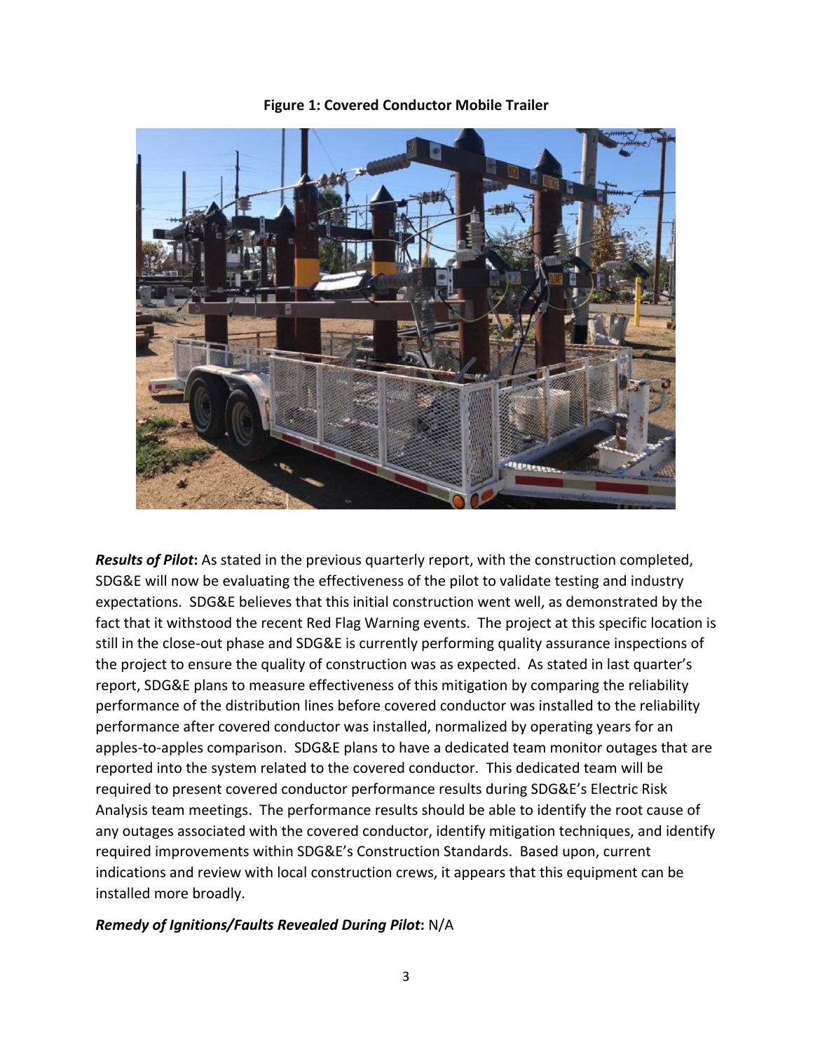**Figure 1: Covered Conductor Mobile Trailer**

***Results of Pilot*:** As stated in the previous quarterly report, with the construction completed, SDG&E will now be evaluating the effectiveness of the pilot to validate testing and industry expectations. SDG&E believes that this initial construction went well, as demonstrated by the fact that it withstood the recent Red Flag Warning events. The project at this specific location is still in the close-out phase and SDG&E is currently performing quality assurance inspections of the project to ensure the quality of construction was as expected. As stated in last quarter's report, SDG&E plans to measure effectiveness of this mitigation by comparing the reliability performance of the distribution lines before covered conductor was installed to the reliability performance after covered conductor was installed, normalized by operating years for an apples-to-apples comparison. SDG&E plans to have a dedicated team monitor outages that are reported into the system related to the covered conductor. This dedicated team will be required to present covered conductor performance results during SDG&E's Electric Risk Analysis team meetings. The performance results should be able to identify the root cause of any outages associated with the covered conductor, identify mitigation techniques, and identify required improvements within SDG&E's Construction Standards. Based upon, current indications and review with local construction crews, it appears that this equipment can be installed more broadly.

***Remedy of Ignitions/Faults Revealed During Pilot*:** N/A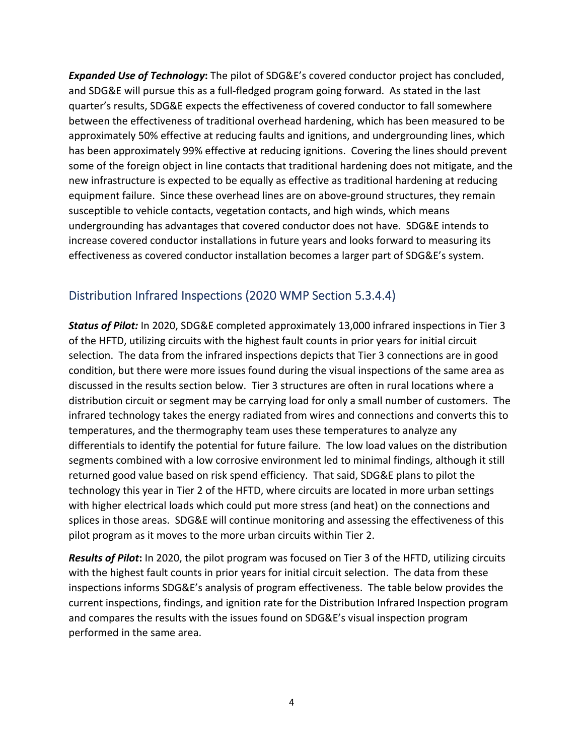***Expanded Use of Technology*:** The pilot of SDG&E's covered conductor project has concluded, and SDG&E will pursue this as a full-fledged program going forward. As stated in the last quarter's results, SDG&E expects the effectiveness of covered conductor to fall somewhere between the effectiveness of traditional overhead hardening, which has been measured to be approximately 50% effective at reducing faults and ignitions, and undergrounding lines, which has been approximately 99% effective at reducing ignitions. Covering the lines should prevent some of the foreign object in line contacts that traditional hardening does not mitigate, and the new infrastructure is expected to be equally as effective as traditional hardening at reducing equipment failure. Since these overhead lines are on above-ground structures, they remain susceptible to vehicle contacts, vegetation contacts, and high winds, which means undergrounding has advantages that covered conductor does not have. SDG&E intends to increase covered conductor installations in future years and looks forward to measuring its effectiveness as covered conductor installation becomes a larger part of SDG&E's system.

## Distribution Infrared Inspections (2020 WMP Section 5.3.4.4)

***Status of Pilot:*** In 2020, SDG&E completed approximately 13,000 infrared inspections in Tier 3 of the HFTD, utilizing circuits with the highest fault counts in prior years for initial circuit selection. The data from the infrared inspections depicts that Tier 3 connections are in good condition, but there were more issues found during the visual inspections of the same area as discussed in the results section below. Tier 3 structures are often in rural locations where a distribution circuit or segment may be carrying load for only a small number of customers. The infrared technology takes the energy radiated from wires and connections and converts this to temperatures, and the thermography team uses these temperatures to analyze any differentials to identify the potential for future failure. The low load values on the distribution segments combined with a low corrosive environment led to minimal findings, although it still returned good value based on risk spend efficiency. That said, SDG&E plans to pilot the technology this year in Tier 2 of the HFTD, where circuits are located in more urban settings with higher electrical loads which could put more stress (and heat) on the connections and splices in those areas. SDG&E will continue monitoring and assessing the effectiveness of this pilot program as it moves to the more urban circuits within Tier 2.

***Results of Pilot*:** In 2020, the pilot program was focused on Tier 3 of the HFTD, utilizing circuits with the highest fault counts in prior years for initial circuit selection. The data from these inspections informs SDG&E's analysis of program effectiveness. The table below provides the current inspections, findings, and ignition rate for the Distribution Infrared Inspection program and compares the results with the issues found on SDG&E's visual inspection program performed in the same area.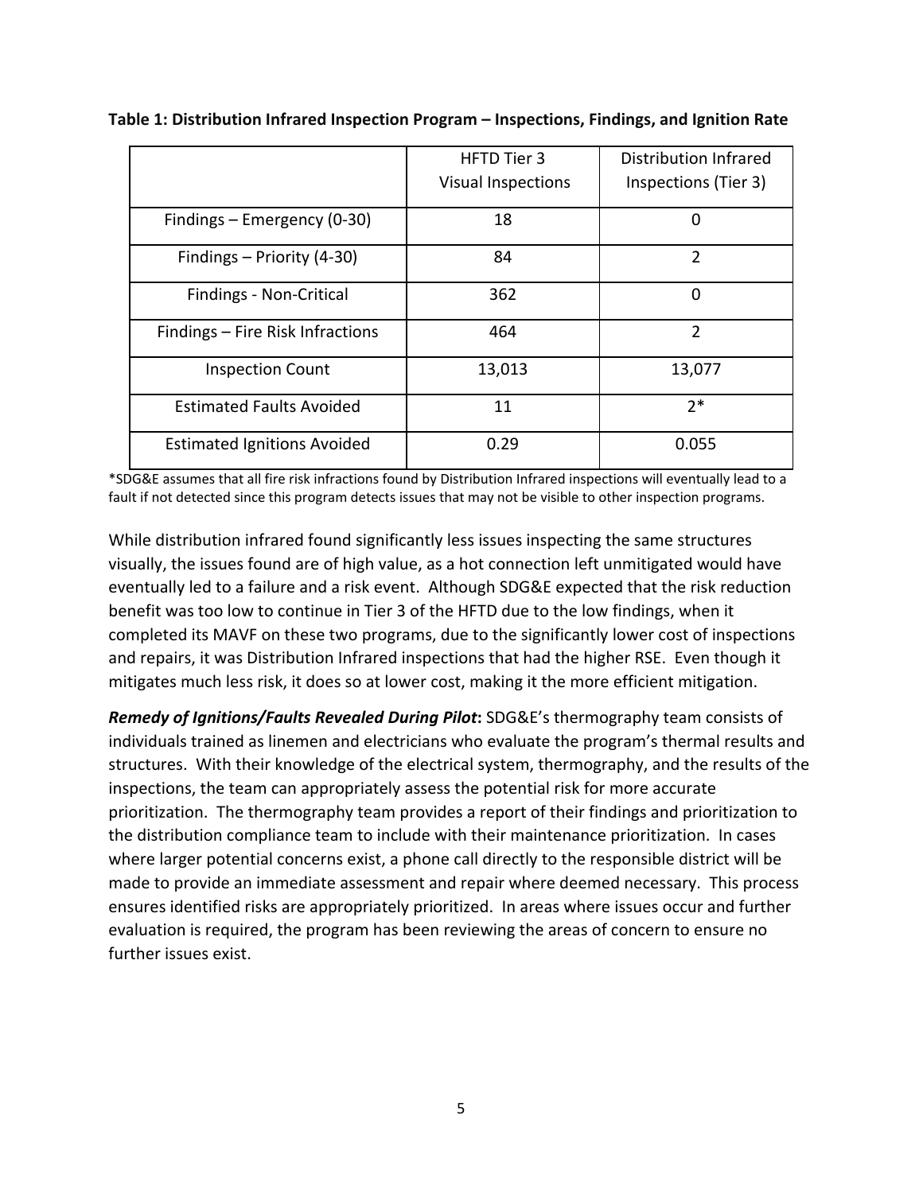**Table 1: Distribution Infrared Inspection Program – Inspections, Findings, and Ignition Rate**

| | HFTD Tier 3 Visual Inspections | Distribution Infrared Inspections (Tier 3) |
|---|---|---|
| Findings – Emergency (0-30) | 18 | 0 |
| Findings – Priority (4-30) | 84 | 2 |
| Findings - Non-Critical | 362 | 0 |
| Findings – Fire Risk Infractions | 464 | 2 |
| Inspection Count | 13,013 | 13,077 |
| Estimated Faults Avoided | 11 | 2* |
| Estimated Ignitions Avoided | 0.29 | 0.055 |

*SDG&E assumes that all fire risk infractions found by Distribution Infrared inspections will eventually lead to a fault if not detected since this program detects issues that may not be visible to other inspection programs.

While distribution infrared found significantly less issues inspecting the same structures visually, the issues found are of high value, as a hot connection left unmitigated would have eventually led to a failure and a risk event. Although SDG&E expected that the risk reduction benefit was too low to continue in Tier 3 of the HFTD due to the low findings, when it completed its MAVF on these two programs, due to the significantly lower cost of inspections and repairs, it was Distribution Infrared inspections that had the higher RSE. Even though it mitigates much less risk, it does so at lower cost, making it the more efficient mitigation.

***Remedy of Ignitions/Faults Revealed During Pilot*:** SDG&E's thermography team consists of individuals trained as linemen and electricians who evaluate the program's thermal results and structures. With their knowledge of the electrical system, thermography, and the results of the inspections, the team can appropriately assess the potential risk for more accurate prioritization. The thermography team provides a report of their findings and prioritization to the distribution compliance team to include with their maintenance prioritization. In cases where larger potential concerns exist, a phone call directly to the responsible district will be made to provide an immediate assessment and repair where deemed necessary. This process ensures identified risks are appropriately prioritized. In areas where issues occur and further evaluation is required, the program has been reviewing the areas of concern to ensure no further issues exist.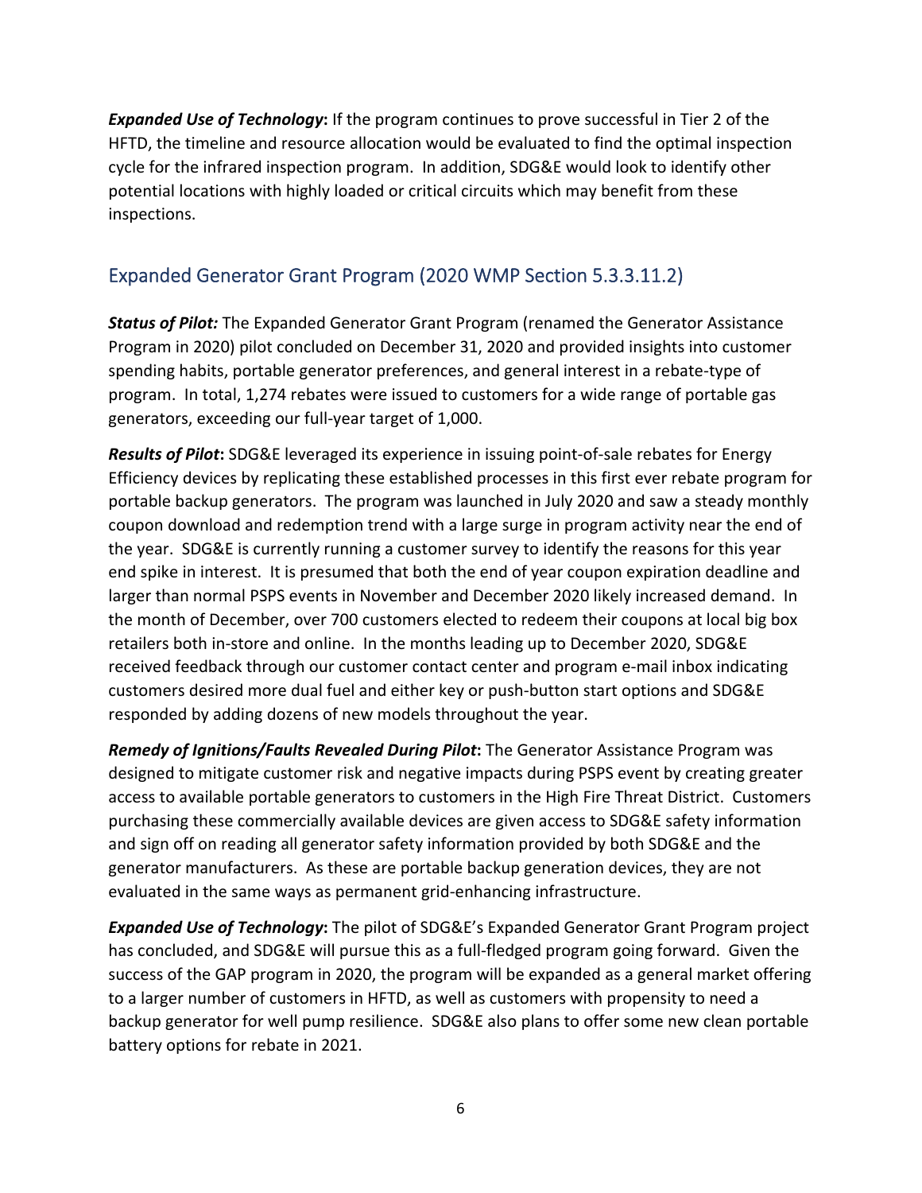***Expanded Use of Technology*:** If the program continues to prove successful in Tier 2 of the HFTD, the timeline and resource allocation would be evaluated to find the optimal inspection cycle for the infrared inspection program. In addition, SDG&E would look to identify other potential locations with highly loaded or critical circuits which may benefit from these inspections.

## Expanded Generator Grant Program (2020 WMP Section 5.3.3.11.2)

***Status of Pilot:*** The Expanded Generator Grant Program (renamed the Generator Assistance Program in 2020) pilot concluded on December 31, 2020 and provided insights into customer spending habits, portable generator preferences, and general interest in a rebate-type of program. In total, 1,274 rebates were issued to customers for a wide range of portable gas generators, exceeding our full-year target of 1,000.

***Results of Pilot*:** SDG&E leveraged its experience in issuing point-of-sale rebates for Energy Efficiency devices by replicating these established processes in this first ever rebate program for portable backup generators. The program was launched in July 2020 and saw a steady monthly coupon download and redemption trend with a large surge in program activity near the end of the year. SDG&E is currently running a customer survey to identify the reasons for this year end spike in interest. It is presumed that both the end of year coupon expiration deadline and larger than normal PSPS events in November and December 2020 likely increased demand. In the month of December, over 700 customers elected to redeem their coupons at local big box retailers both in-store and online. In the months leading up to December 2020, SDG&E received feedback through our customer contact center and program e-mail inbox indicating customers desired more dual fuel and either key or push-button start options and SDG&E responded by adding dozens of new models throughout the year.

***Remedy of Ignitions/Faults Revealed During Pilot*:** The Generator Assistance Program was designed to mitigate customer risk and negative impacts during PSPS event by creating greater access to available portable generators to customers in the High Fire Threat District. Customers purchasing these commercially available devices are given access to SDG&E safety information and sign off on reading all generator safety information provided by both SDG&E and the generator manufacturers. As these are portable backup generation devices, they are not evaluated in the same ways as permanent grid-enhancing infrastructure.

***Expanded Use of Technology*:** The pilot of SDG&E's Expanded Generator Grant Program project has concluded, and SDG&E will pursue this as a full-fledged program going forward. Given the success of the GAP program in 2020, the program will be expanded as a general market offering to a larger number of customers in HFTD, as well as customers with propensity to need a backup generator for well pump resilience. SDG&E also plans to offer some new clean portable battery options for rebate in 2021.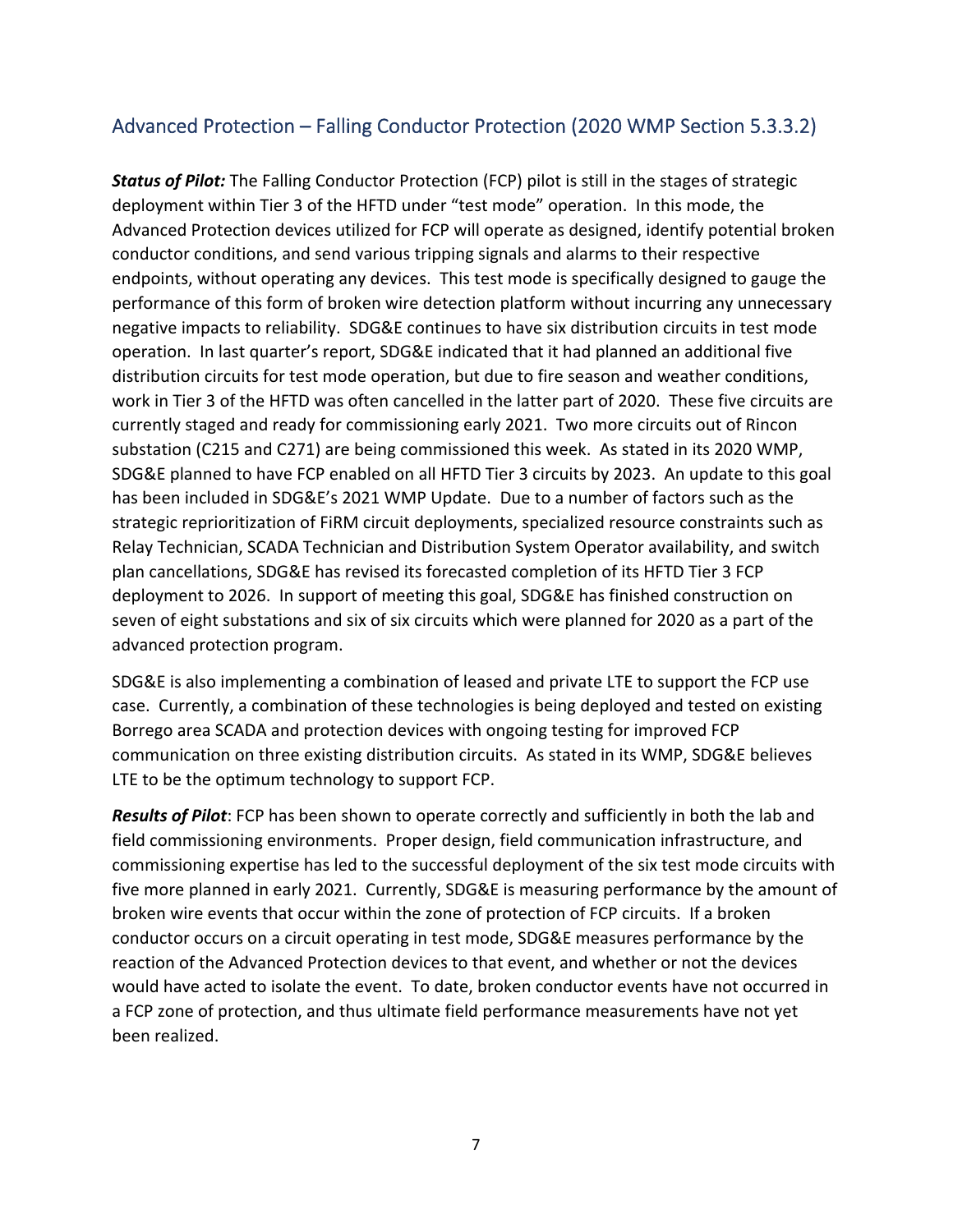## Advanced Protection – Falling Conductor Protection (2020 WMP Section 5.3.3.2)

***Status of Pilot:*** The Falling Conductor Protection (FCP) pilot is still in the stages of strategic deployment within Tier 3 of the HFTD under "test mode" operation. In this mode, the Advanced Protection devices utilized for FCP will operate as designed, identify potential broken conductor conditions, and send various tripping signals and alarms to their respective endpoints, without operating any devices. This test mode is specifically designed to gauge the performance of this form of broken wire detection platform without incurring any unnecessary negative impacts to reliability. SDG&E continues to have six distribution circuits in test mode operation. In last quarter's report, SDG&E indicated that it had planned an additional five distribution circuits for test mode operation, but due to fire season and weather conditions, work in Tier 3 of the HFTD was often cancelled in the latter part of 2020. These five circuits are currently staged and ready for commissioning early 2021. Two more circuits out of Rincon substation (C215 and C271) are being commissioned this week. As stated in its 2020 WMP, SDG&E planned to have FCP enabled on all HFTD Tier 3 circuits by 2023. An update to this goal has been included in SDG&E's 2021 WMP Update. Due to a number of factors such as the strategic reprioritization of FiRM circuit deployments, specialized resource constraints such as Relay Technician, SCADA Technician and Distribution System Operator availability, and switch plan cancellations, SDG&E has revised its forecasted completion of its HFTD Tier 3 FCP deployment to 2026. In support of meeting this goal, SDG&E has finished construction on seven of eight substations and six of six circuits which were planned for 2020 as a part of the advanced protection program.

SDG&E is also implementing a combination of leased and private LTE to support the FCP use case. Currently, a combination of these technologies is being deployed and tested on existing Borrego area SCADA and protection devices with ongoing testing for improved FCP communication on three existing distribution circuits. As stated in its WMP, SDG&E believes LTE to be the optimum technology to support FCP.

***Results of Pilot***: FCP has been shown to operate correctly and sufficiently in both the lab and field commissioning environments. Proper design, field communication infrastructure, and commissioning expertise has led to the successful deployment of the six test mode circuits with five more planned in early 2021. Currently, SDG&E is measuring performance by the amount of broken wire events that occur within the zone of protection of FCP circuits. If a broken conductor occurs on a circuit operating in test mode, SDG&E measures performance by the reaction of the Advanced Protection devices to that event, and whether or not the devices would have acted to isolate the event. To date, broken conductor events have not occurred in a FCP zone of protection, and thus ultimate field performance measurements have not yet been realized.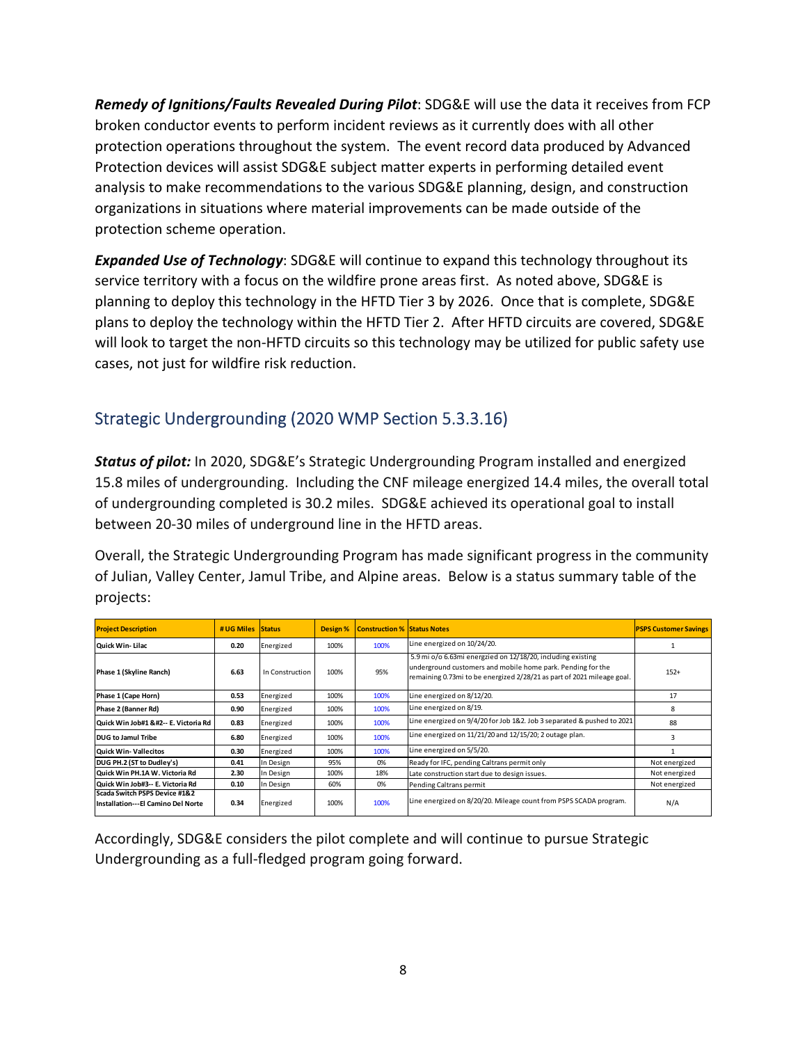***Remedy of Ignitions/Faults Revealed During Pilot***: SDG&E will use the data it receives from FCP broken conductor events to perform incident reviews as it currently does with all other protection operations throughout the system. The event record data produced by Advanced Protection devices will assist SDG&E subject matter experts in performing detailed event analysis to make recommendations to the various SDG&E planning, design, and construction organizations in situations where material improvements can be made outside of the protection scheme operation.

***Expanded Use of Technology***: SDG&E will continue to expand this technology throughout its service territory with a focus on the wildfire prone areas first. As noted above, SDG&E is planning to deploy this technology in the HFTD Tier 3 by 2026. Once that is complete, SDG&E plans to deploy the technology within the HFTD Tier 2. After HFTD circuits are covered, SDG&E will look to target the non-HFTD circuits so this technology may be utilized for public safety use cases, not just for wildfire risk reduction.

## Strategic Undergrounding (2020 WMP Section 5.3.3.16)

***Status of pilot:*** In 2020, SDG&E's Strategic Undergrounding Program installed and energized 15.8 miles of undergrounding. Including the CNF mileage energized 14.4 miles, the overall total of undergrounding completed is 30.2 miles. SDG&E achieved its operational goal to install between 20-30 miles of underground line in the HFTD areas.

Overall, the Strategic Undergrounding Program has made significant progress in the community of Julian, Valley Center, Jamul Tribe, and Alpine areas. Below is a status summary table of the projects:

| Project Description | # UG Miles | Status | Design % | Construction % | Status Notes | PSPS Customer Savings |
|---|---|---|---|---|---|---|
| Quick Win- Lilac | 0.20 | Energized | 100% | 100% | Line energized on 10/24/20. | 1 |
| Phase 1 (Skyline Ranch) | 6.63 | In Construction | 100% | 95% | 5.9 mi o/o 6.63mi energzied on 12/18/20, including existing underground customers and mobile home park. Pending for the remaining 0.73mi to be energized 2/28/21 as part of 2021 mileage goal. | 152+ |
| Phase 1 (Cape Horn) | 0.53 | Energized | 100% | 100% | Line energized on 8/12/20. | 17 |
| Phase 2 (Banner Rd) | 0.90 | Energized | 100% | 100% | Line energized on 8/19. | 8 |
| Quick Win Job#1 &#2-- E. Victoria Rd | 0.83 | Energized | 100% | 100% | Line energized on 9/4/20 for Job 1&2. Job 3 separated & pushed to 2021 | 88 |
| DUG to Jamul Tribe | 6.80 | Energized | 100% | 100% | Line energized on 11/21/20 and 12/15/20; 2 outage plan. | 3 |
| Quick Win- Vallecitos | 0.30 | Energized | 100% | 100% | Line energized on 5/5/20. | 1 |
| DUG PH.2 (ST to Dudley's) | 0.41 | In Design | 95% | 0% | Ready for IFC, pending Caltrans permit only | Not energized |
| Quick Win PH.1A W. Victoria Rd | 2.30 | In Design | 100% | 18% | Late construction start due to design issues. | Not energized |
| Quick Win Job#3-- E. Victoria Rd | 0.10 | In Design | 60% | 0% | Pending Caltrans permit | Not energized |
| Scada Switch PSPS Device #1&2 Installation---El Camino Del Norte | 0.34 | Energized | 100% | 100% | Line energized on 8/20/20. Mileage count from PSPS SCADA program. | N/A |

Accordingly, SDG&E considers the pilot complete and will continue to pursue Strategic Undergrounding as a full-fledged program going forward.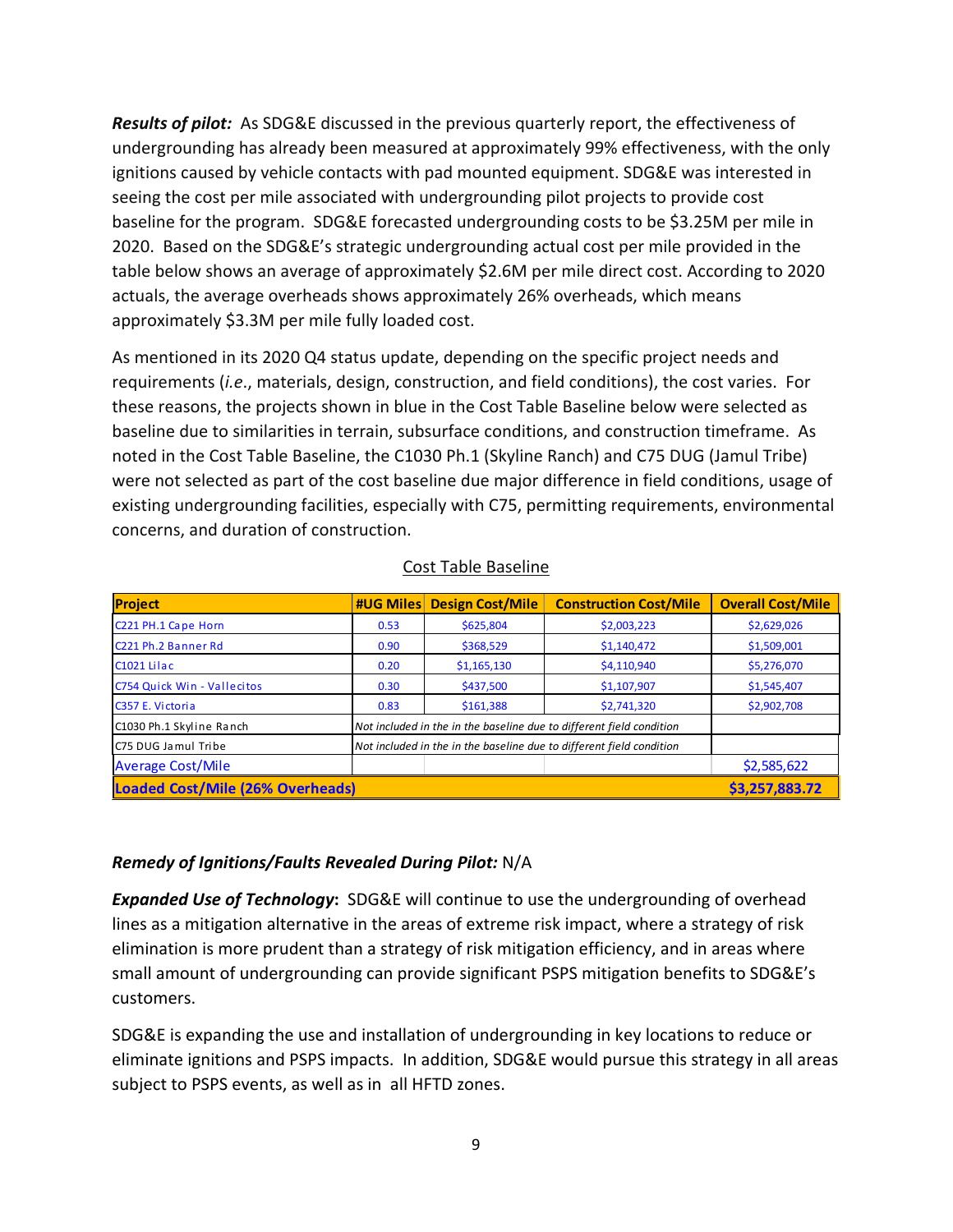***Results of pilot:*** As SDG&E discussed in the previous quarterly report, the effectiveness of undergrounding has already been measured at approximately 99% effectiveness, with the only ignitions caused by vehicle contacts with pad mounted equipment. SDG&E was interested in seeing the cost per mile associated with undergrounding pilot projects to provide cost baseline for the program. SDG&E forecasted undergrounding costs to be $3.25M per mile in 2020. Based on the SDG&E's strategic undergrounding actual cost per mile provided in the table below shows an average of approximately $2.6M per mile direct cost. According to 2020 actuals, the average overheads shows approximately 26% overheads, which means approximately $3.3M per mile fully loaded cost.

As mentioned in its 2020 Q4 status update, depending on the specific project needs and requirements (*i.e*., materials, design, construction, and field conditions), the cost varies. For these reasons, the projects shown in blue in the Cost Table Baseline below were selected as baseline due to similarities in terrain, subsurface conditions, and construction timeframe. As noted in the Cost Table Baseline, the C1030 Ph.1 (Skyline Ranch) and C75 DUG (Jamul Tribe) were not selected as part of the cost baseline due major difference in field conditions, usage of existing undergrounding facilities, especially with C75, permitting requirements, environmental concerns, and duration of construction.

Cost Table Baseline

| Project | #UG Miles | Design Cost/Mile | Construction Cost/Mile | Overall Cost/Mile |
|---|---|---|---|---|
| C221 PH.1 Cape Horn | 0.53 | $625,804 | $2,003,223 | $2,629,026 |
| C221 Ph.2 Banner Rd | 0.90 | $368,529 | $1,140,472 | $1,509,001 |
| C1021 Lilac | 0.20 | $1,165,130 | $4,110,940 | $5,276,070 |
| C754 Quick Win - Vallecitos | 0.30 | $437,500 | $1,107,907 | $1,545,407 |
| C357 E. Victoria | 0.83 | $161,388 | $2,741,320 | $2,902,708 |
| C1030 Ph.1 Skyline Ranch | *Not included in the in the baseline due to different field condition* | | | |
| C75 DUG Jamul Tribe | *Not included in the in the baseline due to different field condition* | | | |
| Average Cost/Mile | | | | $2,585,622 |
| **Loaded Cost/Mile (26% Overheads)** | | | | **$3,257,883.72** |

***Remedy of Ignitions/Faults Revealed During Pilot:*** N/A

***Expanded Use of Technology*:** SDG&E will continue to use the undergrounding of overhead lines as a mitigation alternative in the areas of extreme risk impact, where a strategy of risk elimination is more prudent than a strategy of risk mitigation efficiency, and in areas where small amount of undergrounding can provide significant PSPS mitigation benefits to SDG&E's customers.

SDG&E is expanding the use and installation of undergrounding in key locations to reduce or eliminate ignitions and PSPS impacts. In addition, SDG&E would pursue this strategy in all areas subject to PSPS events, as well as in all HFTD zones.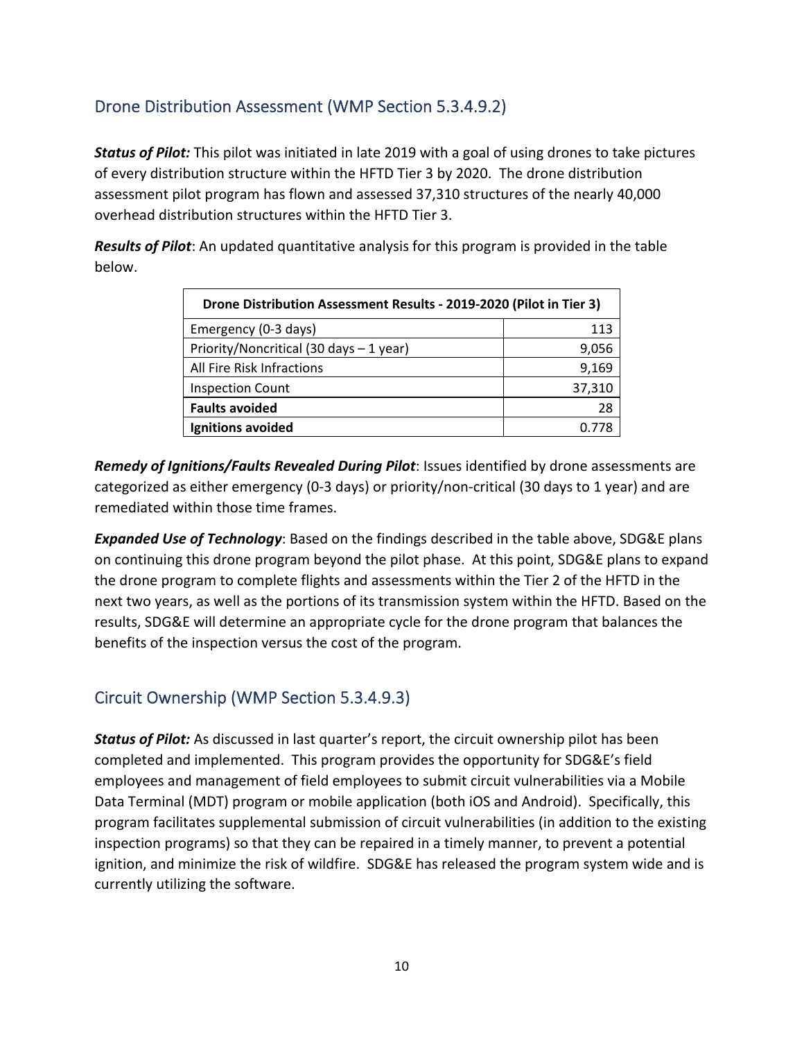## Drone Distribution Assessment (WMP Section 5.3.4.9.2)

***Status of Pilot:*** This pilot was initiated in late 2019 with a goal of using drones to take pictures of every distribution structure within the HFTD Tier 3 by 2020. The drone distribution assessment pilot program has flown and assessed 37,310 structures of the nearly 40,000 overhead distribution structures within the HFTD Tier 3.

***Results of Pilot***: An updated quantitative analysis for this program is provided in the table below.

| Drone Distribution Assessment Results - 2019-2020 (Pilot in Tier 3) | |
|---|---|
| Emergency (0-3 days) | 113 |
| Priority/Noncritical (30 days – 1 year) | 9,056 |
| All Fire Risk Infractions | 9,169 |
| Inspection Count | 37,310 |
| **Faults avoided** | 28 |
| **Ignitions avoided** | 0.778 |

***Remedy of Ignitions/Faults Revealed During Pilot***: Issues identified by drone assessments are categorized as either emergency (0-3 days) or priority/non-critical (30 days to 1 year) and are remediated within those time frames.

***Expanded Use of Technology***: Based on the findings described in the table above, SDG&E plans on continuing this drone program beyond the pilot phase. At this point, SDG&E plans to expand the drone program to complete flights and assessments within the Tier 2 of the HFTD in the next two years, as well as the portions of its transmission system within the HFTD. Based on the results, SDG&E will determine an appropriate cycle for the drone program that balances the benefits of the inspection versus the cost of the program.

## Circuit Ownership (WMP Section 5.3.4.9.3)

***Status of Pilot:*** As discussed in last quarter's report, the circuit ownership pilot has been completed and implemented. This program provides the opportunity for SDG&E's field employees and management of field employees to submit circuit vulnerabilities via a Mobile Data Terminal (MDT) program or mobile application (both iOS and Android). Specifically, this program facilitates supplemental submission of circuit vulnerabilities (in addition to the existing inspection programs) so that they can be repaired in a timely manner, to prevent a potential ignition, and minimize the risk of wildfire. SDG&E has released the program system wide and is currently utilizing the software.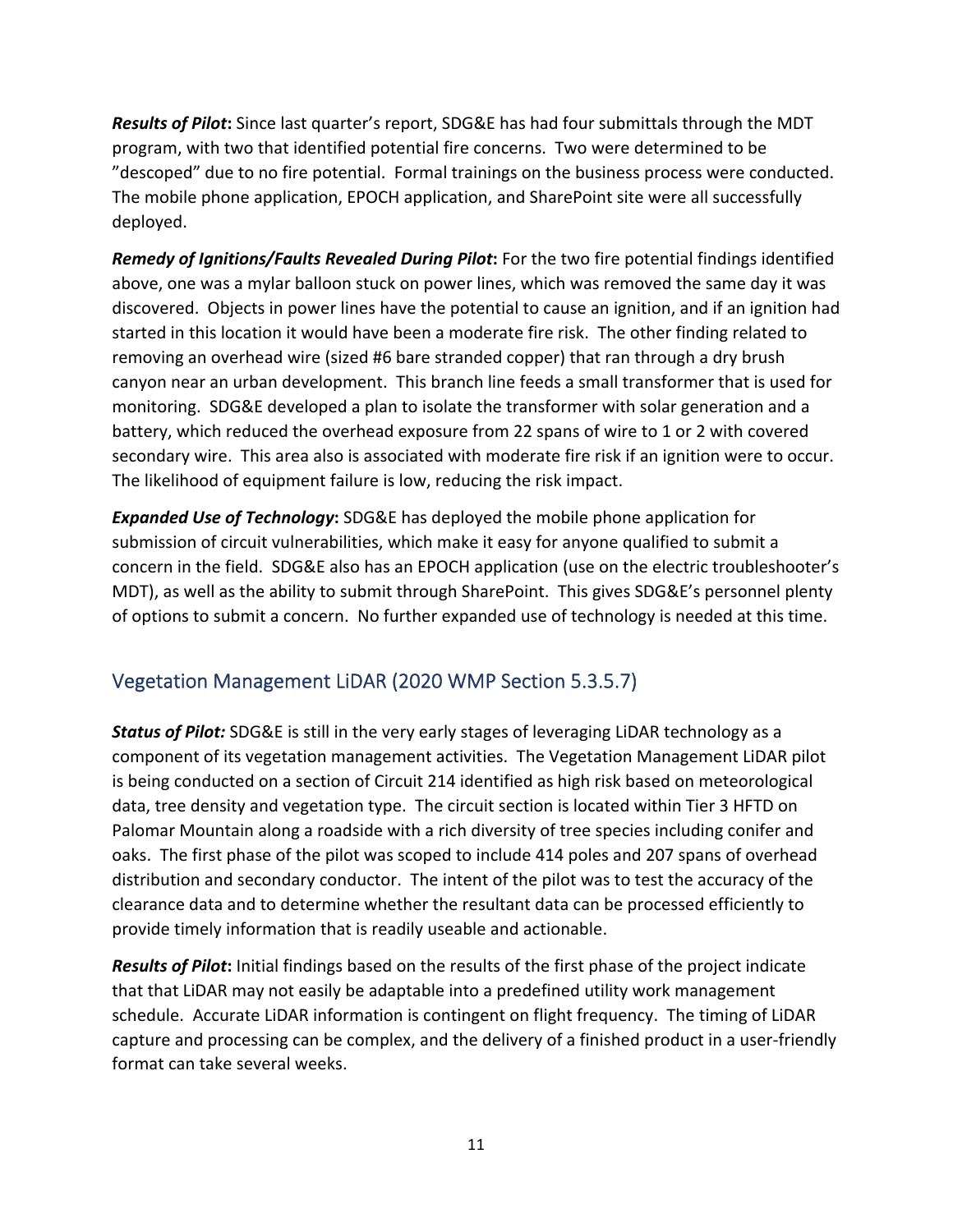***Results of Pilot*:** Since last quarter's report, SDG&E has had four submittals through the MDT program, with two that identified potential fire concerns. Two were determined to be "descoped" due to no fire potential. Formal trainings on the business process were conducted. The mobile phone application, EPOCH application, and SharePoint site were all successfully deployed.

***Remedy of Ignitions/Faults Revealed During Pilot*:** For the two fire potential findings identified above, one was a mylar balloon stuck on power lines, which was removed the same day it was discovered. Objects in power lines have the potential to cause an ignition, and if an ignition had started in this location it would have been a moderate fire risk. The other finding related to removing an overhead wire (sized #6 bare stranded copper) that ran through a dry brush canyon near an urban development. This branch line feeds a small transformer that is used for monitoring. SDG&E developed a plan to isolate the transformer with solar generation and a battery, which reduced the overhead exposure from 22 spans of wire to 1 or 2 with covered secondary wire. This area also is associated with moderate fire risk if an ignition were to occur. The likelihood of equipment failure is low, reducing the risk impact.

***Expanded Use of Technology*:** SDG&E has deployed the mobile phone application for submission of circuit vulnerabilities, which make it easy for anyone qualified to submit a concern in the field. SDG&E also has an EPOCH application (use on the electric troubleshooter's MDT), as well as the ability to submit through SharePoint. This gives SDG&E's personnel plenty of options to submit a concern. No further expanded use of technology is needed at this time.

## Vegetation Management LiDAR (2020 WMP Section 5.3.5.7)

***Status of Pilot:*** SDG&E is still in the very early stages of leveraging LiDAR technology as a component of its vegetation management activities. The Vegetation Management LiDAR pilot is being conducted on a section of Circuit 214 identified as high risk based on meteorological data, tree density and vegetation type. The circuit section is located within Tier 3 HFTD on Palomar Mountain along a roadside with a rich diversity of tree species including conifer and oaks. The first phase of the pilot was scoped to include 414 poles and 207 spans of overhead distribution and secondary conductor. The intent of the pilot was to test the accuracy of the clearance data and to determine whether the resultant data can be processed efficiently to provide timely information that is readily useable and actionable.

***Results of Pilot*:** Initial findings based on the results of the first phase of the project indicate that that LiDAR may not easily be adaptable into a predefined utility work management schedule. Accurate LiDAR information is contingent on flight frequency. The timing of LiDAR capture and processing can be complex, and the delivery of a finished product in a user-friendly format can take several weeks.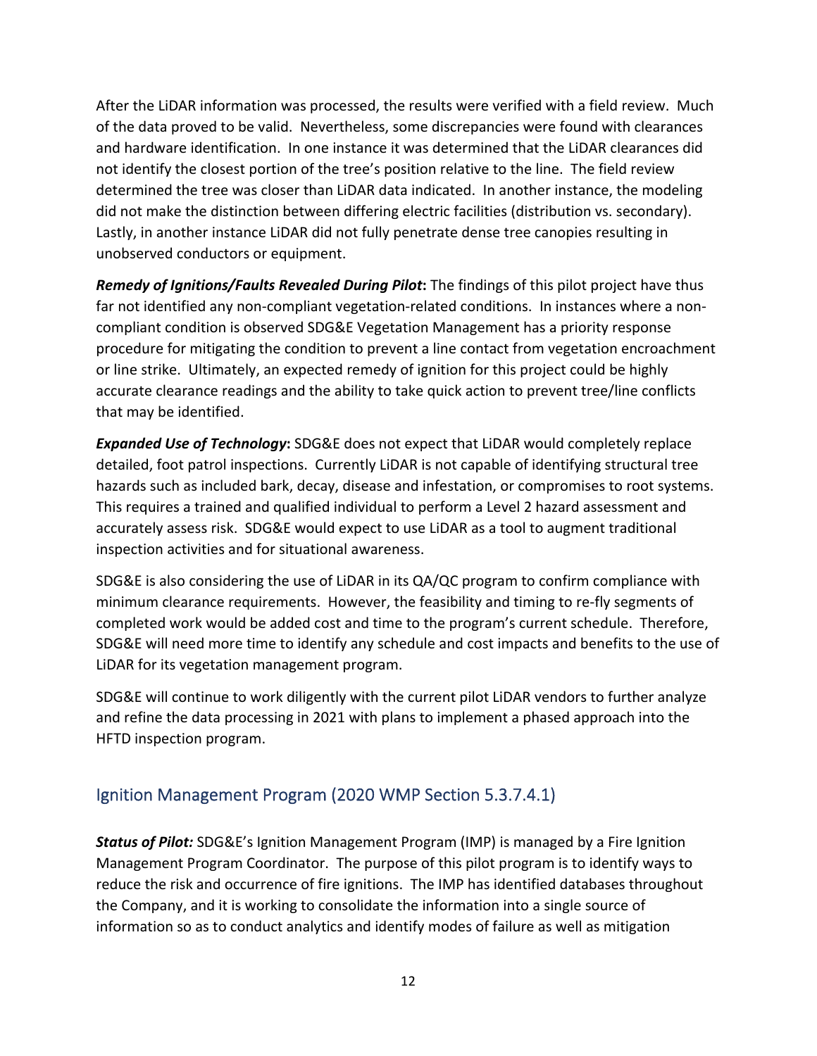After the LiDAR information was processed, the results were verified with a field review. Much of the data proved to be valid. Nevertheless, some discrepancies were found with clearances and hardware identification. In one instance it was determined that the LiDAR clearances did not identify the closest portion of the tree's position relative to the line. The field review determined the tree was closer than LiDAR data indicated. In another instance, the modeling did not make the distinction between differing electric facilities (distribution vs. secondary). Lastly, in another instance LiDAR did not fully penetrate dense tree canopies resulting in unobserved conductors or equipment.

***Remedy of Ignitions/Faults Revealed During Pilot*:** The findings of this pilot project have thus far not identified any non-compliant vegetation-related conditions. In instances where a non-compliant condition is observed SDG&E Vegetation Management has a priority response procedure for mitigating the condition to prevent a line contact from vegetation encroachment or line strike. Ultimately, an expected remedy of ignition for this project could be highly accurate clearance readings and the ability to take quick action to prevent tree/line conflicts that may be identified.

***Expanded Use of Technology*:** SDG&E does not expect that LiDAR would completely replace detailed, foot patrol inspections. Currently LiDAR is not capable of identifying structural tree hazards such as included bark, decay, disease and infestation, or compromises to root systems. This requires a trained and qualified individual to perform a Level 2 hazard assessment and accurately assess risk. SDG&E would expect to use LiDAR as a tool to augment traditional inspection activities and for situational awareness.

SDG&E is also considering the use of LiDAR in its QA/QC program to confirm compliance with minimum clearance requirements. However, the feasibility and timing to re-fly segments of completed work would be added cost and time to the program's current schedule. Therefore, SDG&E will need more time to identify any schedule and cost impacts and benefits to the use of LiDAR for its vegetation management program.

SDG&E will continue to work diligently with the current pilot LiDAR vendors to further analyze and refine the data processing in 2021 with plans to implement a phased approach into the HFTD inspection program.

## Ignition Management Program (2020 WMP Section 5.3.7.4.1)

***Status of Pilot:*** SDG&E's Ignition Management Program (IMP) is managed by a Fire Ignition Management Program Coordinator. The purpose of this pilot program is to identify ways to reduce the risk and occurrence of fire ignitions. The IMP has identified databases throughout the Company, and it is working to consolidate the information into a single source of information so as to conduct analytics and identify modes of failure as well as mitigation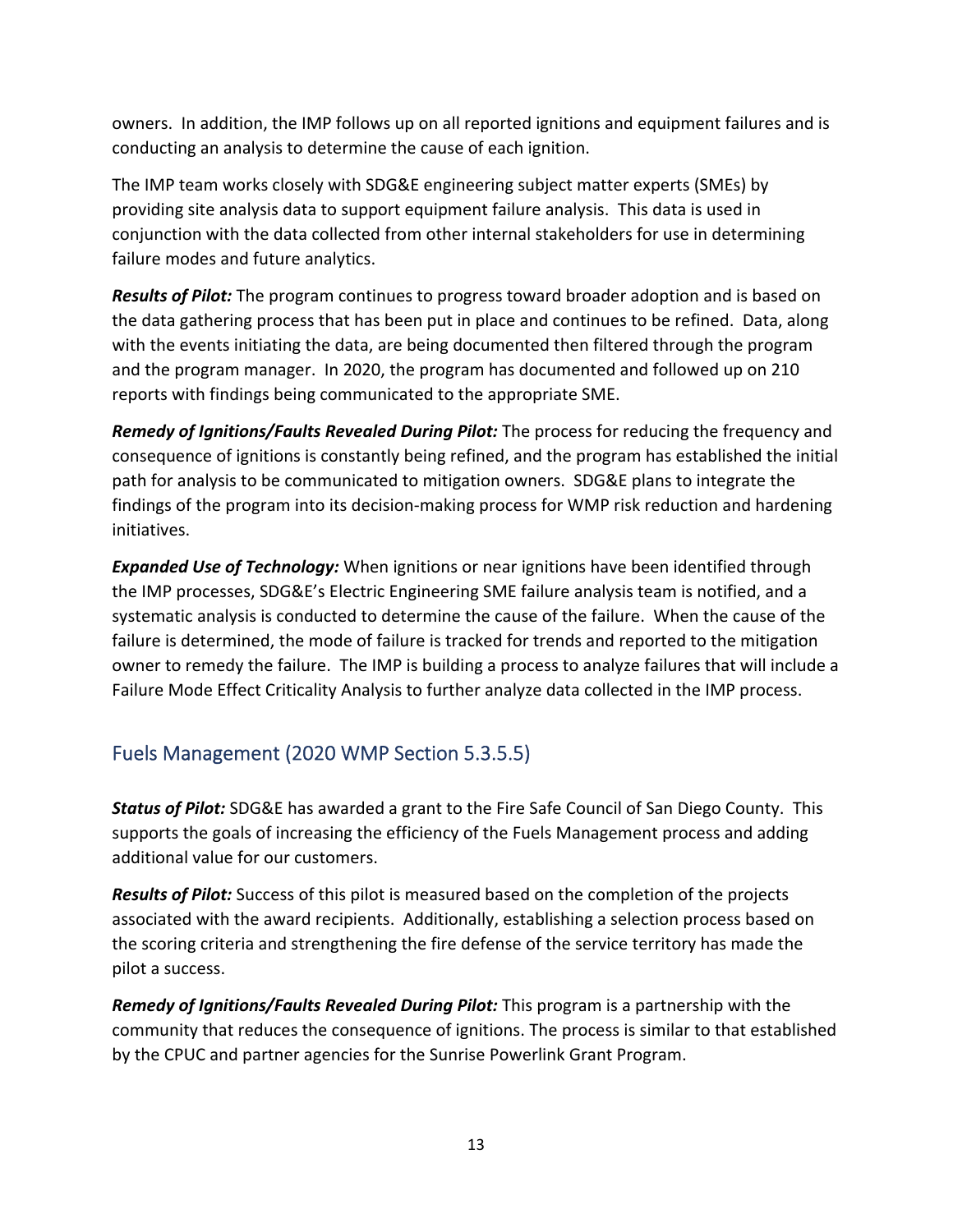owners. In addition, the IMP follows up on all reported ignitions and equipment failures and is conducting an analysis to determine the cause of each ignition.

The IMP team works closely with SDG&E engineering subject matter experts (SMEs) by providing site analysis data to support equipment failure analysis. This data is used in conjunction with the data collected from other internal stakeholders for use in determining failure modes and future analytics.

***Results of Pilot:*** The program continues to progress toward broader adoption and is based on the data gathering process that has been put in place and continues to be refined. Data, along with the events initiating the data, are being documented then filtered through the program and the program manager. In 2020, the program has documented and followed up on 210 reports with findings being communicated to the appropriate SME.

***Remedy of Ignitions/Faults Revealed During Pilot:*** The process for reducing the frequency and consequence of ignitions is constantly being refined, and the program has established the initial path for analysis to be communicated to mitigation owners. SDG&E plans to integrate the findings of the program into its decision-making process for WMP risk reduction and hardening initiatives.

***Expanded Use of Technology:*** When ignitions or near ignitions have been identified through the IMP processes, SDG&E's Electric Engineering SME failure analysis team is notified, and a systematic analysis is conducted to determine the cause of the failure. When the cause of the failure is determined, the mode of failure is tracked for trends and reported to the mitigation owner to remedy the failure. The IMP is building a process to analyze failures that will include a Failure Mode Effect Criticality Analysis to further analyze data collected in the IMP process.

## Fuels Management (2020 WMP Section 5.3.5.5)

***Status of Pilot:*** SDG&E has awarded a grant to the Fire Safe Council of San Diego County. This supports the goals of increasing the efficiency of the Fuels Management process and adding additional value for our customers.

***Results of Pilot:*** Success of this pilot is measured based on the completion of the projects associated with the award recipients. Additionally, establishing a selection process based on the scoring criteria and strengthening the fire defense of the service territory has made the pilot a success.

***Remedy of Ignitions/Faults Revealed During Pilot:*** This program is a partnership with the community that reduces the consequence of ignitions. The process is similar to that established by the CPUC and partner agencies for the Sunrise Powerlink Grant Program.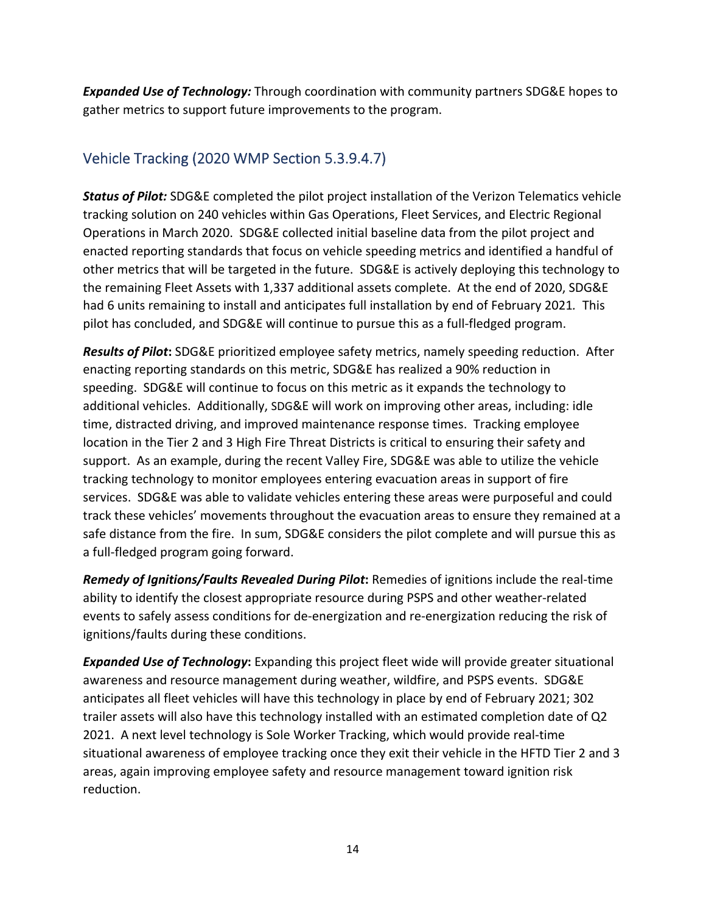***Expanded Use of Technology:*** Through coordination with community partners SDG&E hopes to gather metrics to support future improvements to the program.

## Vehicle Tracking (2020 WMP Section 5.3.9.4.7)

***Status of Pilot:*** SDG&E completed the pilot project installation of the Verizon Telematics vehicle tracking solution on 240 vehicles within Gas Operations, Fleet Services, and Electric Regional Operations in March 2020. SDG&E collected initial baseline data from the pilot project and enacted reporting standards that focus on vehicle speeding metrics and identified a handful of other metrics that will be targeted in the future. SDG&E is actively deploying this technology to the remaining Fleet Assets with 1,337 additional assets complete. At the end of 2020, SDG&E had 6 units remaining to install and anticipates full installation by end of February 2021. This pilot has concluded, and SDG&E will continue to pursue this as a full-fledged program.

***Results of Pilot*:** SDG&E prioritized employee safety metrics, namely speeding reduction. After enacting reporting standards on this metric, SDG&E has realized a 90% reduction in speeding. SDG&E will continue to focus on this metric as it expands the technology to additional vehicles. Additionally, SDG&E will work on improving other areas, including: idle time, distracted driving, and improved maintenance response times. Tracking employee location in the Tier 2 and 3 High Fire Threat Districts is critical to ensuring their safety and support. As an example, during the recent Valley Fire, SDG&E was able to utilize the vehicle tracking technology to monitor employees entering evacuation areas in support of fire services. SDG&E was able to validate vehicles entering these areas were purposeful and could track these vehicles' movements throughout the evacuation areas to ensure they remained at a safe distance from the fire. In sum, SDG&E considers the pilot complete and will pursue this as a full-fledged program going forward.

***Remedy of Ignitions/Faults Revealed During Pilot*:** Remedies of ignitions include the real-time ability to identify the closest appropriate resource during PSPS and other weather-related events to safely assess conditions for de-energization and re-energization reducing the risk of ignitions/faults during these conditions.

***Expanded Use of Technology*:** Expanding this project fleet wide will provide greater situational awareness and resource management during weather, wildfire, and PSPS events. SDG&E anticipates all fleet vehicles will have this technology in place by end of February 2021; 302 trailer assets will also have this technology installed with an estimated completion date of Q2 2021. A next level technology is Sole Worker Tracking, which would provide real-time situational awareness of employee tracking once they exit their vehicle in the HFTD Tier 2 and 3 areas, again improving employee safety and resource management toward ignition risk reduction.